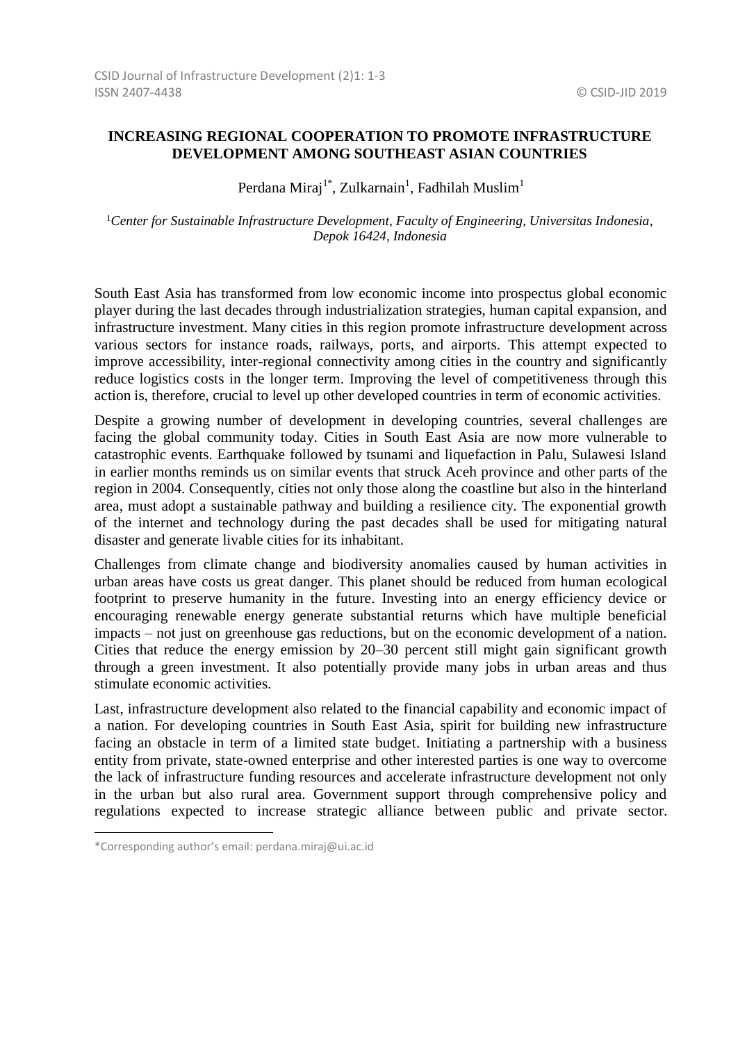# INCREASING REGIONAL COOPERATION TO PROMOTE INFRASTRUCTURE DEVELOPMENT AMONG SOUTHEAST ASIAN COUNTRIES

Perdana Miraj[1*], Zulkarnain[1], Fadhilah Muslim[1]

[1]*Center for Sustainable Infrastructure Development, Faculty of Engineering, Universitas Indonesia, Depok 16424, Indonesia*

South East Asia has transformed from low economic income into prospectus global economic player during the last decades through industrialization strategies, human capital expansion, and infrastructure investment. Many cities in this region promote infrastructure development across various sectors for instance roads, railways, ports, and airports. This attempt expected to improve accessibility, inter-regional connectivity among cities in the country and significantly reduce logistics costs in the longer term. Improving the level of competitiveness through this action is, therefore, crucial to level up other developed countries in term of economic activities.

Despite a growing number of development in developing countries, several challenges are facing the global community today. Cities in South East Asia are now more vulnerable to catastrophic events. Earthquake followed by tsunami and liquefaction in Palu, Sulawesi Island in earlier months reminds us on similar events that struck Aceh province and other parts of the region in 2004. Consequently, cities not only those along the coastline but also in the hinterland area, must adopt a sustainable pathway and building a resilience city. The exponential growth of the internet and technology during the past decades shall be used for mitigating natural disaster and generate livable cities for its inhabitant.

Challenges from climate change and biodiversity anomalies caused by human activities in urban areas have costs us great danger. This planet should be reduced from human ecological footprint to preserve humanity in the future. Investing into an energy efficiency device or encouraging renewable energy generate substantial returns which have multiple beneficial impacts – not just on greenhouse gas reductions, but on the economic development of a nation. Cities that reduce the energy emission by 20–30 percent still might gain significant growth through a green investment. It also potentially provide many jobs in urban areas and thus stimulate economic activities.

Last, infrastructure development also related to the financial capability and economic impact of a nation. For developing countries in South East Asia, spirit for building new infrastructure facing an obstacle in term of a limited state budget. Initiating a partnership with a business entity from private, state-owned enterprise and other interested parties is one way to overcome the lack of infrastructure funding resources and accelerate infrastructure development not only in the urban but also rural area. Government support through comprehensive policy and regulations expected to increase strategic alliance between public and private sector.

*Corresponding author's email: perdana.miraj@ui.ac.id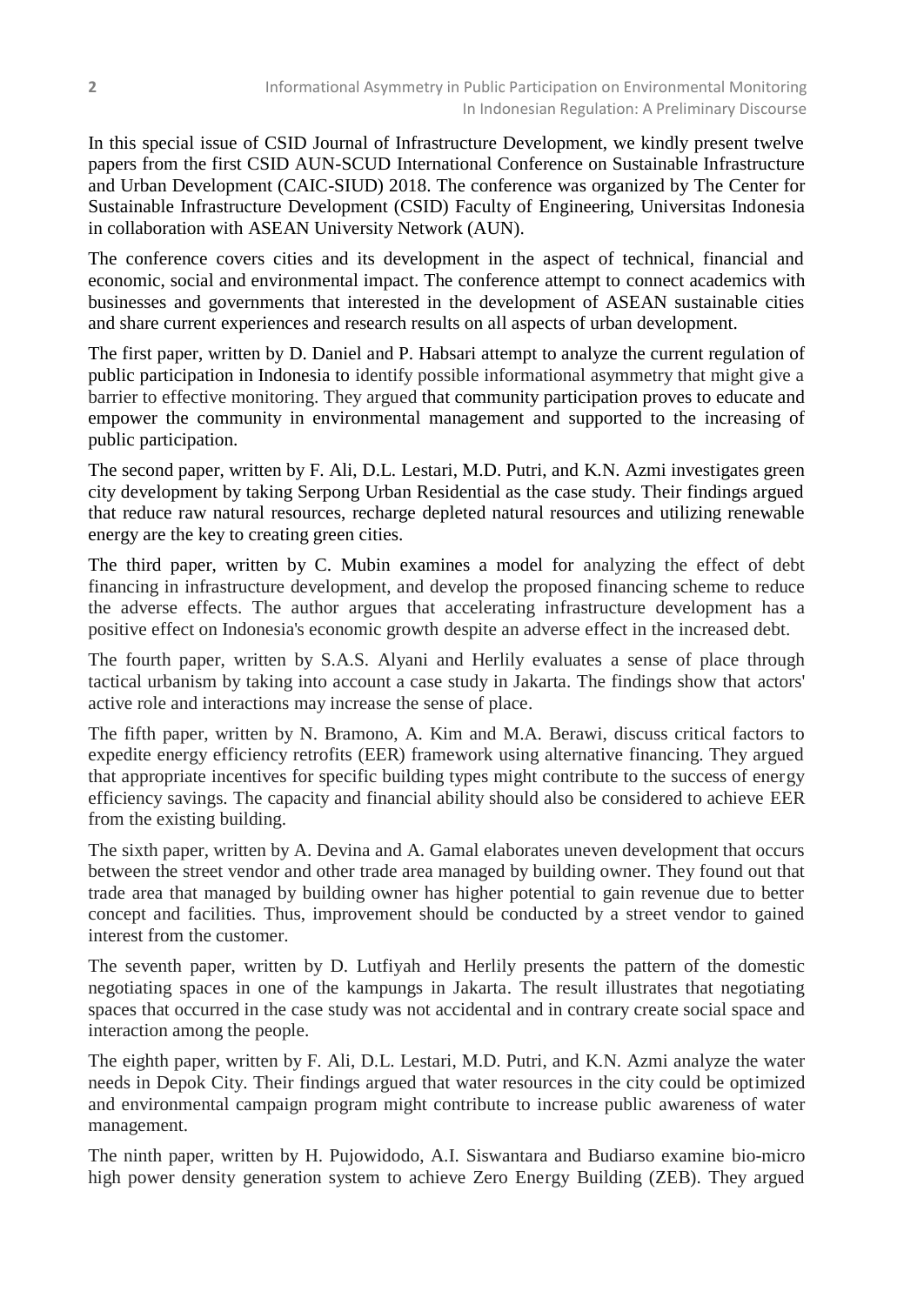In this special issue of CSID Journal of Infrastructure Development, we kindly present twelve papers from the first CSID AUN-SCUD International Conference on Sustainable Infrastructure and Urban Development (CAIC-SIUD) 2018. The conference was organized by The Center for Sustainable Infrastructure Development (CSID) Faculty of Engineering, Universitas Indonesia in collaboration with ASEAN University Network (AUN).

The conference covers cities and its development in the aspect of technical, financial and economic, social and environmental impact. The conference attempt to connect academics with businesses and governments that interested in the development of ASEAN sustainable cities and share current experiences and research results on all aspects of urban development.

The first paper, written by D. Daniel and P. Habsari attempt to analyze the current regulation of public participation in Indonesia to identify possible informational asymmetry that might give a barrier to effective monitoring. They argued that community participation proves to educate and empower the community in environmental management and supported to the increasing of public participation.

The second paper, written by F. Ali, D.L. Lestari, M.D. Putri, and K.N. Azmi investigates green city development by taking Serpong Urban Residential as the case study. Their findings argued that reduce raw natural resources, recharge depleted natural resources and utilizing renewable energy are the key to creating green cities.

The third paper, written by C. Mubin examines a model for analyzing the effect of debt financing in infrastructure development, and develop the proposed financing scheme to reduce the adverse effects. The author argues that accelerating infrastructure development has a positive effect on Indonesia's economic growth despite an adverse effect in the increased debt.

The fourth paper, written by S.A.S. Alyani and Herlily evaluates a sense of place through tactical urbanism by taking into account a case study in Jakarta. The findings show that actors' active role and interactions may increase the sense of place.

The fifth paper, written by N. Bramono, A. Kim and M.A. Berawi, discuss critical factors to expedite energy efficiency retrofits (EER) framework using alternative financing. They argued that appropriate incentives for specific building types might contribute to the success of energy efficiency savings. The capacity and financial ability should also be considered to achieve EER from the existing building.

The sixth paper, written by A. Devina and A. Gamal elaborates uneven development that occurs between the street vendor and other trade area managed by building owner. They found out that trade area that managed by building owner has higher potential to gain revenue due to better concept and facilities. Thus, improvement should be conducted by a street vendor to gained interest from the customer.

The seventh paper, written by D. Lutfiyah and Herlily presents the pattern of the domestic negotiating spaces in one of the kampungs in Jakarta. The result illustrates that negotiating spaces that occurred in the case study was not accidental and in contrary create social space and interaction among the people.

The eighth paper, written by F. Ali, D.L. Lestari, M.D. Putri, and K.N. Azmi analyze the water needs in Depok City. Their findings argued that water resources in the city could be optimized and environmental campaign program might contribute to increase public awareness of water management.

The ninth paper, written by H. Pujowidodo, A.I. Siswantara and Budiarso examine bio-micro high power density generation system to achieve Zero Energy Building (ZEB). They argued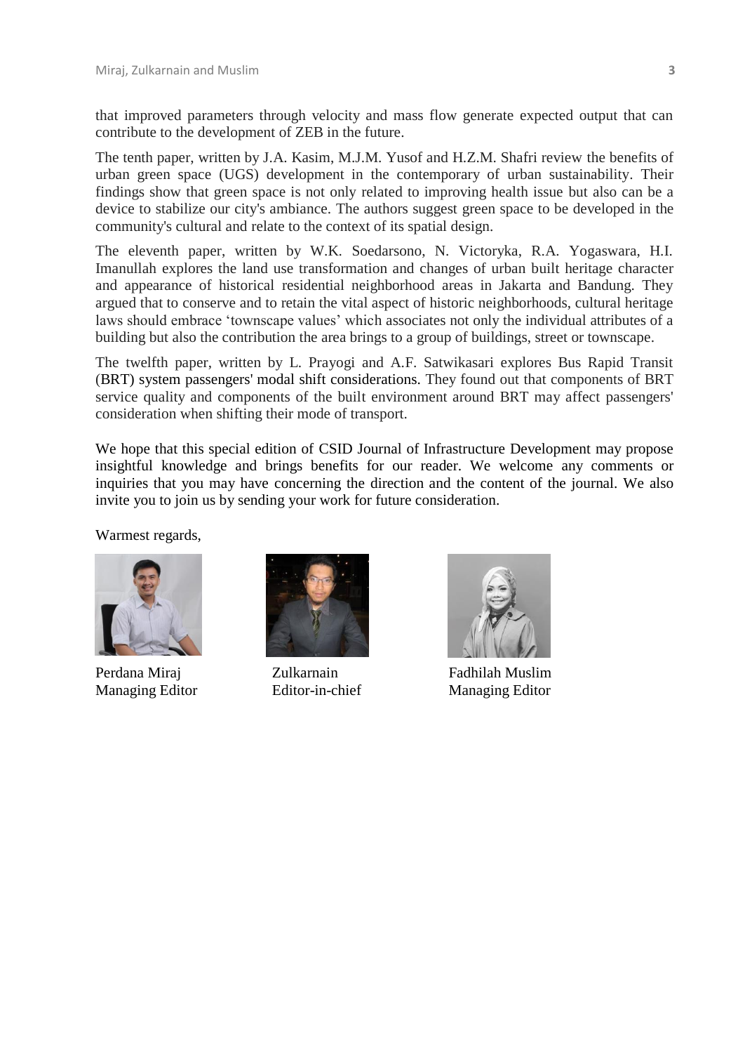that improved parameters through velocity and mass flow generate expected output that can contribute to the development of ZEB in the future.

The tenth paper, written by J.A. Kasim, M.J.M. Yusof and H.Z.M. Shafri review the benefits of urban green space (UGS) development in the contemporary of urban sustainability. Their findings show that green space is not only related to improving health issue but also can be a device to stabilize our city's ambiance. The authors suggest green space to be developed in the community's cultural and relate to the context of its spatial design.

The eleventh paper, written by W.K. Soedarsono, N. Victoryka, R.A. Yogaswara, H.I. Imanullah explores the land use transformation and changes of urban built heritage character and appearance of historical residential neighborhood areas in Jakarta and Bandung. They argued that to conserve and to retain the vital aspect of historic neighborhoods, cultural heritage laws should embrace 'townscape values' which associates not only the individual attributes of a building but also the contribution the area brings to a group of buildings, street or townscape.

The twelfth paper, written by L. Prayogi and A.F. Satwikasari explores Bus Rapid Transit (BRT) system passengers' modal shift considerations. They found out that components of BRT service quality and components of the built environment around BRT may affect passengers' consideration when shifting their mode of transport.

We hope that this special edition of CSID Journal of Infrastructure Development may propose insightful knowledge and brings benefits for our reader. We welcome any comments or inquiries that you may have concerning the direction and the content of the journal. We also invite you to join us by sending your work for future consideration.

Warmest regards,

Perdana Miraj
Managing Editor

Zulkarnain
Editor-in-chief

Fadhilah Muslim
Managing Editor